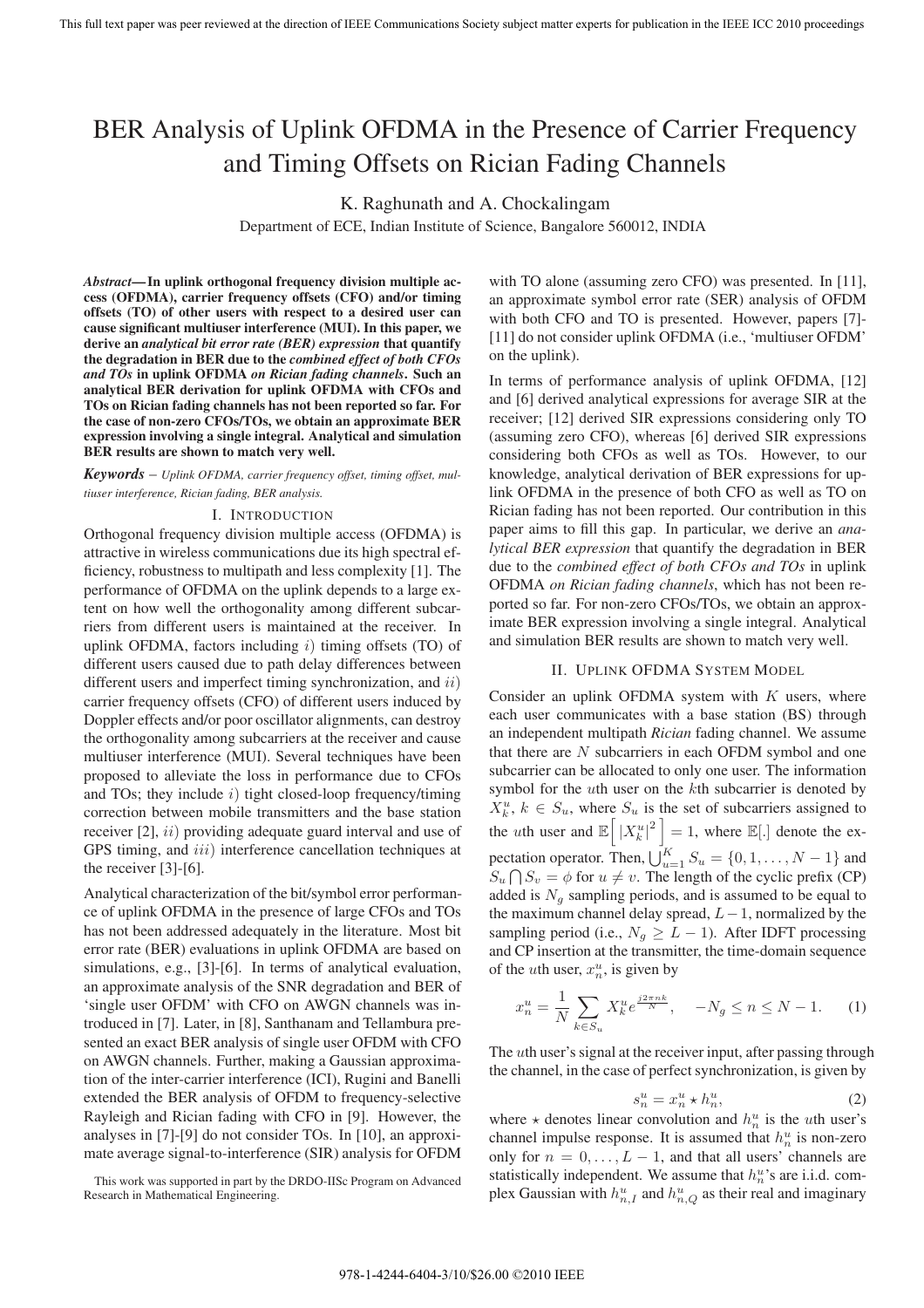# BER Analysis of Uplink OFDMA in the Presence of Carrier Frequency and Timing Offsets on Rician Fading Channels

K. Raghunath and A. Chockalingam

Department of ECE, Indian Institute of Science, Bangalore 560012, INDIA

***Abstract*— In uplink orthogonal frequency division multiple access (OFDMA), carrier frequency offsets (CFO) and/or timing offsets (TO) of other users with respect to a desired user can cause significant multiuser interference (MUI). In this paper, we derive an *analytical bit error rate (BER) expression* that quantify the degradation in BER due to the *combined effect of both CFOs and TOs* in uplink OFDMA *on Rician fading channels*. Such an analytical BER derivation for uplink OFDMA with CFOs and TOs on Rician fading channels has not been reported so far. For the case of non-zero CFOs/TOs, we obtain an approximate BER expression involving a single integral. Analytical and simulation BER results are shown to match very well.**

***Keywords*** – *Uplink OFDMA, carrier frequency offset, timing offset, multiuser interference, Rician fading, BER analysis.*

## I. Introduction

Orthogonal frequency division multiple access (OFDMA) is attractive in wireless communications due its high spectral efficiency, robustness to multipath and less complexity [1]. The performance of OFDMA on the uplink depends to a large extent on how well the orthogonality among different subcarriers from different users is maintained at the receiver. In uplink OFDMA, factors including $i)$ timing offsets (TO) of different users caused due to path delay differences between different users and imperfect timing synchronization, and $ii)$ carrier frequency offsets (CFO) of different users induced by Doppler effects and/or poor oscillator alignments, can destroy the orthogonality among subcarriers at the receiver and cause multiuser interference (MUI). Several techniques have been proposed to alleviate the loss in performance due to CFOs and TOs; they include $i)$ tight closed-loop frequency/timing correction between mobile transmitters and the base station receiver [2], $ii)$ providing adequate guard interval and use of GPS timing, and $iii)$ interference cancellation techniques at the receiver [3]-[6].

Analytical characterization of the bit/symbol error performance of uplink OFDMA in the presence of large CFOs and TOs has not been addressed adequately in the literature. Most bit error rate (BER) evaluations in uplink OFDMA are based on simulations, e.g., [3]-[6]. In terms of analytical evaluation, an approximate analysis of the SNR degradation and BER of 'single user OFDM' with CFO on AWGN channels was introduced in [7]. Later, in [8], Santhanam and Tellambura presented an exact BER analysis of single user OFDM with CFO on AWGN channels. Further, making a Gaussian approximation of the inter-carrier interference (ICI), Rugini and Banelli extended the BER analysis of OFDM to frequency-selective Rayleigh and Rician fading with CFO in [9]. However, the analyses in [7]-[9] do not consider TOs. In [10], an approximate average signal-to-interference (SIR) analysis for OFDM with TO alone (assuming zero CFO) was presented. In [11], an approximate symbol error rate (SER) analysis of OFDM with both CFO and TO is presented. However, papers [7]-[11] do not consider uplink OFDMA (i.e., 'multiuser OFDM' on the uplink).

This work was supported in part by the DRDO-IISc Program on Advanced Research in Mathematical Engineering.

In terms of performance analysis of uplink OFDMA, [12] and [6] derived analytical expressions for average SIR at the receiver; [12] derived SIR expressions considering only TO (assuming zero CFO), whereas [6] derived SIR expressions considering both CFOs as well as TOs. However, to our knowledge, analytical derivation of BER expressions for uplink OFDMA in the presence of both CFO as well as TO on Rician fading has not been reported. Our contribution in this paper aims to fill this gap. In particular, we derive an *analytical BER expression* that quantify the degradation in BER due to the *combined effect of both CFOs and TOs* in uplink OFDMA *on Rician fading channels*, which has not been reported so far. For non-zero CFOs/TOs, we obtain an approximate BER expression involving a single integral. Analytical and simulation BER results are shown to match very well.

## II. Uplink OFDMA System Model

Consider an uplink OFDMA system with $K$ users, where each user communicates with a base station (BS) through an independent multipath *Rician* fading channel. We assume that there are $N$ subcarriers in each OFDM symbol and one subcarrier can be allocated to only one user. The information symbol for the $u$th user on the $k$th subcarrier is denoted by $X_k^u$, $k \in S_u$, where $S_u$ is the set of subcarriers assigned to the $u$th user and $\mathbb{E}\left[|X_k^u|^2\right] = 1$, where $\mathbb{E}[.]$ denote the expectation operator. Then, $\bigcup_{u=1}^{K} S_u = \{0, 1, \ldots, N-1\}$ and $S_u \bigcap S_v = \phi$ for $u \neq v$. The length of the cyclic prefix (CP) added is $N_g$ sampling periods, and is assumed to be equal to the maximum channel delay spread, $L-1$, normalized by the sampling period (i.e., $N_g \geq L-1$). After IDFT processing and CP insertion at the transmitter, the time-domain sequence of the $u$th user, $x_n^u$, is given by

$$x_n^u = \frac{1}{N}\sum_{k \in S_u} X_k^u e^{\frac{j2\pi nk}{N}}, \quad -N_g \leq n \leq N-1. \tag{1}$$

The $u$th user's signal at the receiver input, after passing through the channel, in the case of perfect synchronization, is given by

$$s_n^u = x_n^u \star h_n^u, \tag{2}$$

where $\star$ denotes linear convolution and $h_n^u$ is the $u$th user's channel impulse response. It is assumed that $h_n^u$ is non-zero only for $n = 0, \ldots, L-1$, and that all users' channels are statistically independent. We assume that $h_n^u$'s are i.i.d. complex Gaussian with $h_{n,I}^u$ and $h_{n,Q}^u$ as their real and imaginary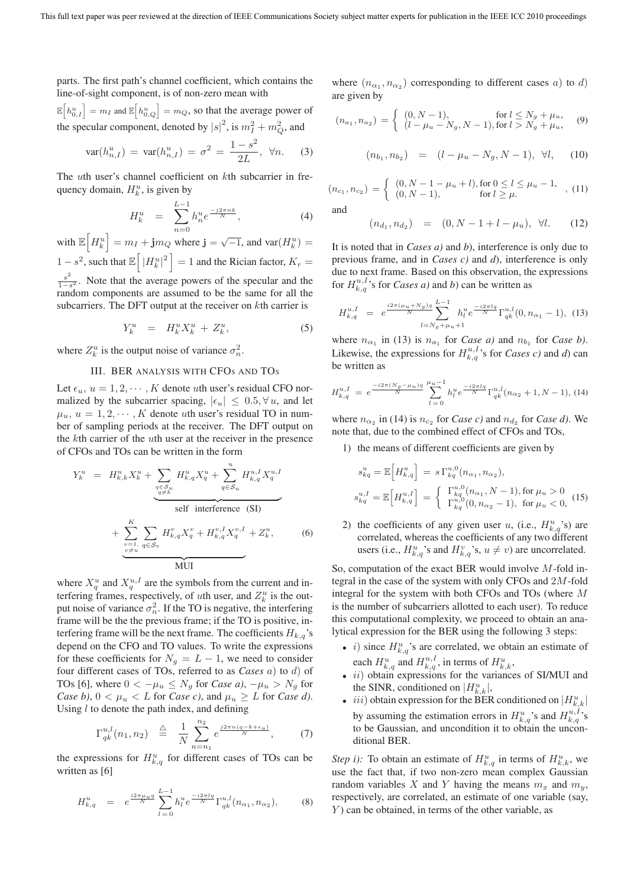parts. The first path's channel coefficient, which contains the line-of-sight component, is of non-zero mean with $\mathbb{E}\Big[h_{0,I}^u\Big] = m_I$ and $\mathbb{E}\Big[h_{0,Q}^u\Big] = m_Q$, so that the average power of the specular component, denoted by $|s|^2$, is $m_I^2 + m_Q^2$, and

$$\mathrm{var}(h_{n,I}^u) = \mathrm{var}(h_{n,I}^u) = \sigma^2 = \frac{1-s^2}{2L}, \ \forall n. \quad (3)$$

The $u$th user's channel coefficient on $k$th subcarrier in frequency domain, $H_k^u$, is given by

$$H_k^u = \sum_{n=0}^{L-1} h_n^u e^{\frac{-j2\pi nk}{N}}, \quad (4)$$

with $\mathbb{E}\Big[H_k^u\Big] = m_I + \mathbf{j}m_Q$ where $\mathbf{j} = \sqrt{-1}$, and $\mathrm{var}(H_k^u) = 1 - s^2$, such that $\mathbb{E}\Big[|H_k^u|^2\Big] = 1$ and the Rician factor, $K_r = \frac{s^2}{1-s^2}$. Note that the average powers of the specular and the random components are assumed to be the same for all the subcarriers. The DFT output at the receiver on $k$th carrier is

$$Y_k^u = H_k^u X_k^u + Z_k^u, \quad (5)$$

where $Z_k^u$ is the output noise of variance $\sigma_n^2$.

## III. BER ANALYSIS WITH CFOs AND TOs

Let $\epsilon_u$, $u = 1, 2, \cdots, K$ denote $u$th user's residual CFO normalized by the subcarrier spacing, $|\epsilon_u| \le 0.5, \forall\, u$, and let $\mu_u$, $u = 1, 2, \cdots, K$ denote $u$th user's residual TO in number of sampling periods at the receiver. The DFT output on the $k$th carrier of the $u$th user at the receiver in the presence of CFOs and TOs can be written in the form

$$Y_k^u = H_{k,k}^u X_k^u + \underbrace{\sum_{\substack{q\in\mathcal{S}_u\\ q\neq k}} H_{k,q}^u X_q^u + \sum_{q\in\mathcal{S}_u}^{u} H_{k,q}^{u,I} X_q^{u,I}}_{\text{self interference (SI)}}$$
$$+ \underbrace{\sum_{\substack{v=1,\\ v\neq u}}^{K} \sum_{q\in\mathcal{S}_v} H_{k,q}^v X_q^v + H_{k,q}^{v,I} X_q^{v,I}}_{\text{MUI}} + Z_k^u, \quad (6)$$

where $X_q^u$ and $X_q^{u,I}$ are the symbols from the current and interfering frames, respectively, of $u$th user, and $Z_k^u$ is the output noise of variance $\sigma_n^2$. If the TO is negative, the interfering frame will be the the previous frame; if the TO is positive, interfering frame will be the next frame. The coefficients $H_{k,q}$'s depend on the CFO and TO values. To write the expressions for these coefficients for $N_g = L-1$, we need to consider four different cases of TOs, referred to as *Cases* $a)$ to $d)$ of TOs [6], where $0 < -\mu_u \le N_g$ for *Case a)*, $-\mu_u > N_g$ for *Case b)*, $0 < \mu_u < L$ for *Case c)*, and $\mu_u \ge L$ for *Case d)*. Using $l$ to denote the path index, and defining

$$\Gamma_{qk}^{u,l}(n_1, n_2) \ \triangleq \ \frac{1}{N} \sum_{n=n_1}^{n_2} e^{\frac{j2\pi n(q-k+\epsilon_u)}{N}}, \quad (7)$$

the expressions for $H_{k,q}^u$ for different cases of TOs can be written as [6]

$$H_{k,q}^u = e^{\frac{i2\pi\mu_u q}{N}} \sum_{l=0}^{L-1} h_l^u e^{\frac{-i2\pi lq}{N}} \Gamma_{qk}^{u,l}(n_{\alpha_1}, n_{\alpha_2}), \quad (8)$$

where $(n_{\alpha_1}, n_{\alpha_2})$ corresponding to different cases $a)$ to $d)$ are given by

$$(n_{a_1}, n_{a_2}) = \begin{cases} (0, N-1), & \text{for } l \le N_g + \mu_u, \\ (l - \mu_u - N_g, N-1), & \text{for } l > N_g + \mu_u, \end{cases} \quad (9)$$

$$(n_{b_1}, n_{b_2}) = (l - \mu_u - N_g, N-1), \ \forall l, \quad (10)$$

$$(n_{c_1}, n_{c_2}) = \begin{cases} (0, N-1-\mu_u+l), & \text{for } 0 \le l \le \mu_u - 1, \\ (0, N-1), & \text{for } l \ge \mu. \end{cases}, \quad (11)$$

and

$$(n_{d_1}, n_{d_2}) = (0, N-1+l-\mu_u), \ \forall l. \quad (12)$$

It is noted that in *Cases a)* and *b)*, interference is only due to previous frame, and in *Cases c)* and *d)*, interference is only due to next frame. Based on this observation, the expressions for $H_{k,q}^{u,I}$'s for *Cases a)* and *b)* can be written as

$$H_{k,q}^{u,I} = e^{\frac{i2\pi(\mu_u+N_g)q}{N}} \sum_{l=N_g+\mu_u+1}^{L-1} h_l^u e^{\frac{-i2\pi lq}{N}} \Gamma_{qk}^{u,l}(0, n_{\alpha_1}-1), \quad (13)$$

where $n_{\alpha_1}$ in (13) is $n_{a_1}$ for *Case a)* and $n_{b_1}$ for *Case b)*. Likewise, the expressions for $H_{k,q}^{u,I}$'s for *Cases c)* and *d)* can be written as

$$H_{k,q}^{u,I} = e^{\frac{-i2\pi(N_g-\mu_u)q}{N}} \sum_{l=0}^{\mu_u-1} h_l^u e^{\frac{-i2\pi lq}{N}} \Gamma_{qk}^{u,l}(n_{\alpha_2}+1, N-1), \quad (14)$$

where $n_{\alpha_2}$ in (14) is $n_{c_2}$ for *Case c)* and $n_{d_2}$ for *Case d)*. We note that, due to the combined effect of CFOs and TOs,

1) the means of different coefficients are given by

$$s_{kq}^u = \mathbb{E}\Big[H_{k,q}^u\Big] = s\,\Gamma_{kq}^{u,0}(n_{\alpha_1}, n_{\alpha_2}),$$
$$s_{kq}^{u,I} = \mathbb{E}\Big[H_{k,q}^{u,I}\Big] = \begin{cases} \Gamma_{kq}^{u,0}(n_{\alpha_1}, N-1), & \text{for } \mu_u > 0 \\ \Gamma_{kq}^{u,0}(0, n_{\alpha_2}-1), & \text{for } \mu_u < 0, \end{cases} \quad (15)$$

2) the coefficients of any given user $u$, (i.e., $H_{k,q}^u$'s) are correlated, whereas the coefficients of any two different users (i.e., $H_{k,q}^u$'s and $H_{k,q}^v$'s, $u \neq v$) are uncorrelated.

So, computation of the exact BER would involve $M$-fold integral in the case of the system with only CFOs and $2M$-fold integral for the system with both CFOs and TOs (where $M$ is the number of subcarriers allotted to each user). To reduce this computational complexity, we proceed to obtain an analytical expression for the BER using the following 3 steps:

- $i)$ since $H_{k,q}^u$'s are correlated, we obtain an estimate of each $H_{k,q}^u$ and $H_{k,q}^{u,I}$, in terms of $H_{k,k}^u$,
- $ii)$ obtain expressions for the variances of SI/MUI and the SINR, conditioned on $|H_{k,k}^u|$,
- $iii)$ obtain expression for the BER conditioned on $|H_{k,k}^u|$ by assuming the estimation errors in $H_{k,q}^u$'s and $H_{k,q}^{u,I}$'s to be Gaussian, and uncondition it to obtain the unconditional BER.

*Step i):* To obtain an estimate of $H_{k,q}^u$ in terms of $H_{k,k}^u$, we use the fact that, if two non-zero mean complex Gaussian random variables $X$ and $Y$ having the means $m_x$ and $m_y$, respectively, are correlated, an estimate of one variable (say, $Y$) can be obtained, in terms of the other variable, as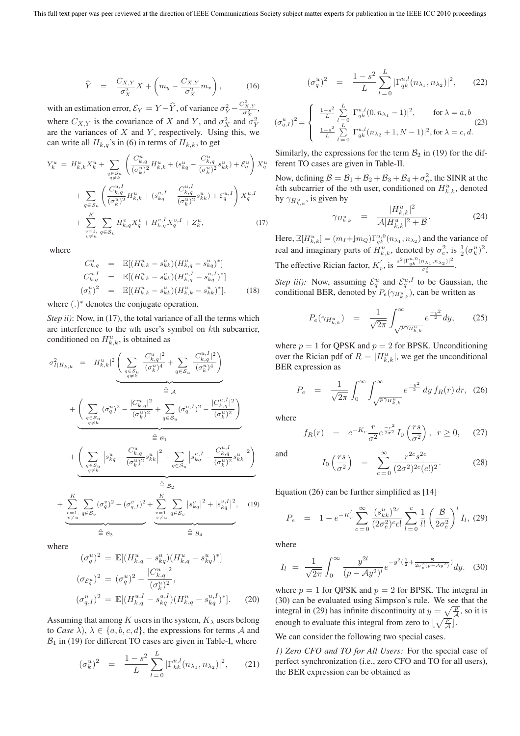$$\widehat{Y} = \frac{C_{X,Y}}{\sigma_X^2} X + \left( m_y - \frac{C_{X,Y}}{\sigma_X^2} m_x \right), \tag{16}$$

with an estimation error, $\mathcal{E}_Y = Y - \widehat{Y}$, of variance $\sigma_Y^2 - \frac{C_{X,Y}^2}{\sigma_X^2}$, where $C_{X,Y}$ is the covariance of $X$ and $Y$, and $\sigma_X^2$ and $\sigma_Y^2$ are the variances of $X$ and $Y$, respectively. Using this, we can write all $H_{k,q}$'s in (6) in terms of $H_{k,k}$, to get

$$\begin{aligned}
Y_k^u = \; & H_{k,k}^u X_k^u + \sum_{\substack{q \in \mathcal{S}_u \\ q \neq k}} \left( \frac{C_{k,q}^u}{(\sigma_k^u)^2} H_{k,k}^u + (s_{kq}^u - \frac{C_{k,q}^u}{(\sigma_k^u)^2} s_{kk}^u) + \mathcal{E}_q^u \right) X_q^u \\
& + \sum_{q \in \mathcal{S}_u} \left( \frac{C_{k,q}^{u,I}}{(\sigma_k^u)^2} H_{k,k}^u + (s_{kq}^{u,I} - \frac{C_{k,q}^{u,I}}{(\sigma_k^u)^2} s_{kk}^u) + \mathcal{E}_q^{u,I} \right) X_q^{u,I} \\
& + \sum_{\substack{v=1, \\ v \neq u}}^{K} \sum_{q \in \mathcal{S}_v} H_{k,q}^v X_q^v + H_{k,q}^{v,I} X_q^{v,I} + Z_k^u,
\end{aligned} \tag{17}$$

where

$$\begin{aligned}
C_{k,q}^u &= \mathbb{E}[(H_{k,k}^u - s_{kk}^u)(H_{k,q}^u - s_{kq}^u)^*] \\
C_{k,q}^{u,I} &= \mathbb{E}[(H_{k,k}^u - s_{kk}^u)(H_{k,q}^{u,I} - s_{kq}^{u,I})^*] \\
(\sigma_k^u)^2 &= \mathbb{E}[(H_{k,k}^u - s_{kk}^u)(H_{k,k}^u - s_{kk}^u)^*],
\end{aligned} \tag{18}$$

where $(.)^*$ denotes the conjugate operation.

*Step ii)*: Now, in (17), the total variance of all the terms which are interference to the $u$th user's symbol on $k$th subcarrier, conditioned on $H_{k,k}^u$, is obtained as

$$\begin{aligned}
\sigma_{I|H_{k,k}}^2 = \; & |H_{k,k}^u|^2 \underbrace{\left( \sum_{\substack{q \in \mathcal{S}_u \\ q \neq k}} \frac{|C_{k,q}^u|^2}{(\sigma_k^u)^4} + \sum_{q \in \mathcal{S}_u} \frac{|C_{k,q}^{u,I}|^2}{(\sigma_k^u)^4} \right)}_{\triangleq \mathcal{A}} \\
& + \underbrace{\left( \sum_{\substack{q \in \mathcal{S}_u \\ q \neq k}} (\sigma_q^u)^2 - \frac{|C_{k,q}^u|^2}{(\sigma_k^u)^2} + \sum_{q \in \mathcal{S}_u} (\sigma_q^{u,I})^2 - \frac{|C_{k,q}^{u,I}|^2}{(\sigma_k^u)^2} \right)}_{\triangleq \mathcal{B}_1} \\
& + \underbrace{\left( \sum_{\substack{q \in \mathcal{S}_u \\ q \neq k}} \left| s_{kq}^u - \frac{C_{k,q}^u}{(\sigma_k^u)^2} s_{kk}^u \right|^2 + \sum_{q \in \mathcal{S}_u} \left| s_{kq}^{u,I} - \frac{C_{k,q}^{u,I}}{(\sigma_k^u)^2} s_{kk}^u \right|^2 \right)}_{\triangleq \mathcal{B}_2} \\
& + \underbrace{\sum_{\substack{v=1, \\ v \neq u}}^{K} \sum_{q \in \mathcal{S}_v} (\sigma_q^v)^2 + (\sigma_{q,I}^v)^2}_{\triangleq \mathcal{B}_3} + \underbrace{\sum_{\substack{v=1, \\ v \neq u}}^{K} \sum_{q \in \mathcal{S}_v} \left| s_{kq}^v \right|^2 + |s_{kq}^{v,I}|^2}_{\triangleq \mathcal{B}_4},
\end{aligned} \tag{19}$$

where

$$\begin{aligned}
(\sigma_q^u)^2 &= \mathbb{E}[(H_{k,q}^u - s_{kq}^u)(H_{k,q}^u - s_{kq}^u)^*] \\
(\sigma_{\mathcal{E}_q^u})^2 &= (\sigma_q^u)^2 - \frac{|C_{k,q}^u|^2}{(\sigma_k^u)^2}, \\
(\sigma_{q,I}^u)^2 &= \mathbb{E}[(H_{k,q}^{u,I} - s_{kq}^{u,I})(H_{k,q}^u - s_{kq}^{u,I})^*].
\end{aligned} \tag{20}$$

Assuming that among $K$ users in the system, $K_\lambda$ users belong to *Case* $\lambda$), $\lambda \in \{a, b, c, d\}$, the expressions for terms $\mathcal{A}$ and $\mathcal{B}_1$ in (19) for different TO cases are given in Table-I, where

$$(\sigma_k^u)^2 = \frac{1 - s^2}{L} \sum_{l=0}^{L} |\Gamma_{kk}^{u,l}(n_{\lambda_1}, n_{\lambda_2})|^2, \tag{21}$$

$$(\sigma_q^u)^2 = \frac{1 - s^2}{L} \sum_{l=0}^{L} |\Gamma_{qk}^{u,l}(n_{\lambda_1}, n_{\lambda_2})|^2, \tag{22}$$

$$(\sigma_{q,I}^u)^2 = \begin{cases} \frac{1-s^2}{L} \sum\limits_{l=0}^{L} |\Gamma_{qk}^{u,l}(0, n_{\lambda_1} - 1)|^2, & \text{for } \lambda = a, b \\ \frac{1-s^2}{L} \sum\limits_{l=0}^{L} |\Gamma_{qk}^{u,l}(n_{\lambda_2} + 1, N - 1)|^2, & \text{for } \lambda = c, d. \end{cases} \tag{23}$$

Similarly, the expressions for the term $\mathcal{B}_2$ in (19) for the different TO cases are given in Table-II.

Now, defining $\mathcal{B} = \mathcal{B}_1 + \mathcal{B}_2 + \mathcal{B}_3 + \mathcal{B}_4 + \sigma_n^2$, the SINR at the $k$th subcarrier of the $u$th user, conditioned on $H_{k,k}^u$, denoted by $\gamma_{H_{k,k}^u}$, is given by

$$\gamma_{H_{k,k}^u} = \frac{|H_{k,k}^u|^2}{\mathcal{A}|H_{k,k}^u|^2 + \mathcal{B}}. \tag{24}$$

Here, $\mathbb{E}[H_{k,k}^u] = (m_I + \mathbf{j} m_Q) \Gamma_{qk}^{u,0}(n_{\lambda_1}, n_{\lambda_2})$ and the variance of real and imaginary parts of $H_{k,k}^u$, denoted by $\sigma_e^2$, is $\frac{1}{2}(\sigma_k^u)^2$. The effective Rician factor, $K_r^{'}$, is $\frac{s^2 |\Gamma_{qk}^{u,0}(n_{\lambda_1}, n_{\lambda_2})|^2}{\sigma_e^2}$.

*Step iii):* Now, assuming $\mathcal{E}_q^u$ and $\mathcal{E}_q^{u,I}$ to be Gaussian, the conditional BER, denoted by $P_e(\gamma_{H_{k,k}^u})$, can be written as

$$P_e(\gamma_{H_{k,k}^u}) = \frac{1}{\sqrt{2\pi}} \int_{\sqrt{p \gamma_{H_{k,k}^u}}}^{\infty} e^{\frac{-y^2}{2}} dy, \tag{25}$$

where $p = 1$ for QPSK and $p = 2$ for BPSK. Unconditioning over the Rician pdf of $R = |H_{k,k}^u|$, we get the unconditional BER expression as

$$P_e = \frac{1}{\sqrt{2\pi}} \int_0^{\infty} \int_{\sqrt{p \gamma_{H_{k,k}^u}}}^{\infty} e^{\frac{-y^2}{2}} \, dy \, f_R(r) \, dr, \tag{26}$$

where

$$f_R(r) = e^{-K_r} \frac{r}{\sigma^2} e^{\frac{-r^2}{2\sigma^2}} I_0 \left( \frac{rs}{\sigma^2} \right), \; r \geq 0, \tag{27}$$

and

$$I_0 \left( \frac{rs}{\sigma^2} \right) = \sum_{c=0}^{\infty} \frac{r^{2c} s^{2c}}{(2\sigma^2)^{2c} (c!)^2}. \tag{28}$$

Equation (26) can be further simplified as [14]

$$P_e = 1 - e^{-K_r^{'}} \sum_{c=0}^{\infty} \frac{(s_{kk}^u)^{2c}}{(2\sigma_e^2)^c c!} \sum_{l=0}^{c} \frac{1}{l!} \left( \frac{\mathcal{B}}{2\sigma_e^2} \right)^l I_l, \tag{29}$$

where

$$I_l = \frac{1}{\sqrt{2\pi}} \int_0^{\infty} \frac{y^{2l}}{(p - \mathcal{A} y^2)^l} e^{-y^2 (\frac{1}{2} + \frac{\mathcal{B}}{2\sigma_e^2 (p - \mathcal{A} y^2)})} dy. \tag{30}$$

where $p = 1$ for QPSK and $p = 2$ for BPSK. The integral in (30) can be evaluated using Simpson's rule. We see that the integral in (29) has infinite discontinuity at $y = \sqrt{\frac{p}{\mathcal{A}}}$, so it is enough to evaluate this integral from zero to $\lfloor \sqrt{\frac{p}{\mathcal{A}}} \rfloor$.

We can consider the following two special cases.

*1) Zero CFO and TO for All Users:* For the special case of perfect synchronization (i.e., zero CFO and TO for all users), the BER expression can be obtained as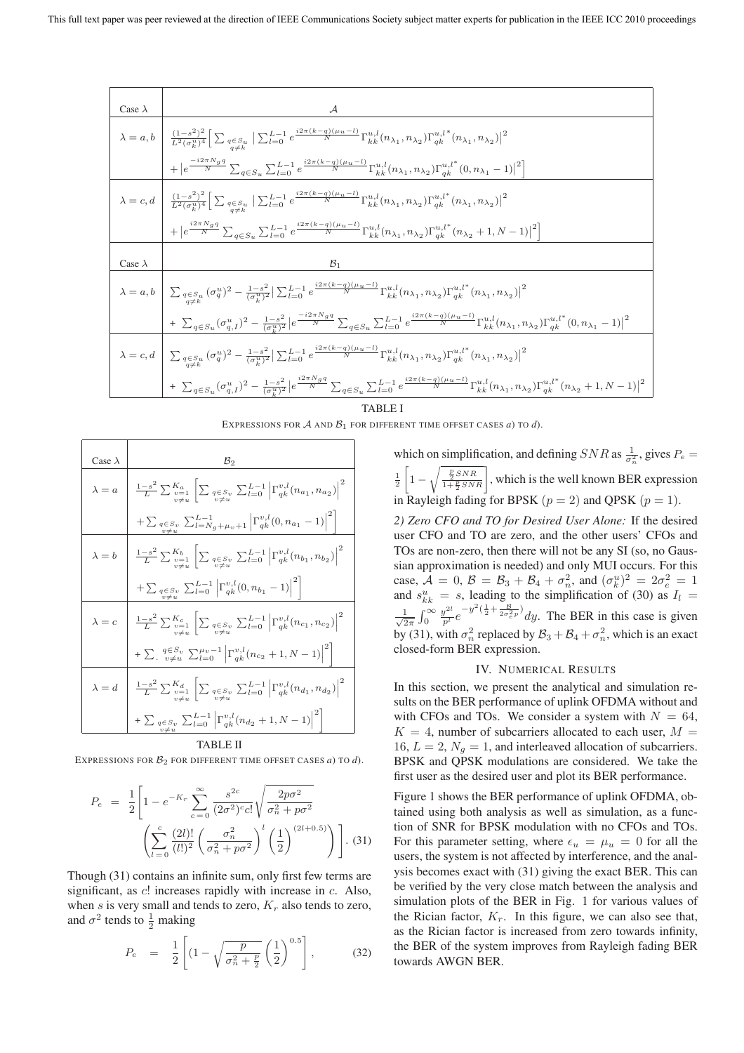| Case $\lambda$ | $\mathcal{A}$ |
| --- | --- |
| $\lambda = a, b$ | $\frac{(1-s^2)^2}{L^2(\sigma_k^u)^4}\Big[\sum_{\substack{q\in S_u\\ q\neq k}}\big\lvert\sum_{l=0}^{L-1} e^{\frac{i2\pi(k-q)(\mu_u-l)}{N}}\Gamma_{kk}^{u,l}(n_{\lambda_1},n_{\lambda_2})\Gamma_{qk}^{u,l^*}(n_{\lambda_1},n_{\lambda_2})\big\rvert^2$ |
| | $+\big\lvert e^{\frac{-i2\pi N_g q}{N}}\sum_{q\in S_u}\sum_{l=0}^{L-1} e^{\frac{i2\pi(k-q)(\mu_u-l)}{N}}\Gamma_{kk}^{u,l}(n_{\lambda_1},n_{\lambda_2})\Gamma_{qk}^{u,l^*}(0,n_{\lambda_1}-1)\big\rvert^2\Big]$ |
| $\lambda = c, d$ | $\frac{(1-s^2)^2}{L^2(\sigma_k^u)^4}\Big[\sum_{\substack{q\in S_u\\ q\neq k}}\big\lvert\sum_{l=0}^{L-1} e^{\frac{i2\pi(k-q)(\mu_u-l)}{N}}\Gamma_{kk}^{u,l}(n_{\lambda_1},n_{\lambda_2})\Gamma_{qk}^{u,l^*}(n_{\lambda_1},n_{\lambda_2})\big\rvert^2$ |
| | $+\big\lvert e^{\frac{i2\pi N_g q}{N}}\sum_{q\in S_u}\sum_{l=0}^{L-1} e^{\frac{i2\pi(k-q)(\mu_u-l)}{N}}\Gamma_{kk}^{u,l}(n_{\lambda_1},n_{\lambda_2})\Gamma_{qk}^{u,l^*}(n_{\lambda_2}+1,N-1)\big\rvert^2\Big]$ |
| Case $\lambda$ | $\mathcal{B}_1$ |
| $\lambda = a, b$ | $\sum_{\substack{q\in S_u\\ q\neq k}}(\sigma_q^u)^2-\frac{1-s^2}{(\sigma_k^u)^2}\big\lvert\sum_{l=0}^{L-1} e^{\frac{i2\pi(k-q)(\mu_u-l)}{N}}\Gamma_{kk}^{u,l}(n_{\lambda_1},n_{\lambda_2})\Gamma_{qk}^{u,l^*}(n_{\lambda_1},n_{\lambda_2})\big\rvert^2$ |
| | $+\ \sum_{q\in S_u}(\sigma_{q,I}^u)^2-\frac{1-s^2}{(\sigma_k^u)^2}\big\lvert e^{\frac{-i2\pi N_g q}{N}}\sum_{q\in S_u}\sum_{l=0}^{L-1} e^{\frac{i2\pi(k-q)(\mu_u-l)}{N}}\Gamma_{kk}^{u,l}(n_{\lambda_1},n_{\lambda_2})\Gamma_{qk}^{u,l^*}(0,n_{\lambda_1}-1)\big\rvert^2$ |
| $\lambda = c, d$ | $\sum_{\substack{q\in S_u\\ q\neq k}}(\sigma_q^u)^2-\frac{1-s^2}{(\sigma_k^u)^2}\big\lvert\sum_{l=0}^{L-1} e^{\frac{i2\pi(k-q)(\mu_u-l)}{N}}\Gamma_{kk}^{u,l}(n_{\lambda_1},n_{\lambda_2})\Gamma_{qk}^{u,l^*}(n_{\lambda_1},n_{\lambda_2})\big\rvert^2$ |
| | $+\ \sum_{q\in S_u}(\sigma_{q,I}^u)^2-\frac{1-s^2}{(\sigma_k^u)^2}\big\lvert e^{\frac{i2\pi N_g q}{N}}\sum_{q\in S_u}\sum_{l=0}^{L-1} e^{\frac{i2\pi(k-q)(\mu_u-l)}{N}}\Gamma_{kk}^{u,l}(n_{\lambda_1},n_{\lambda_2})\Gamma_{qk}^{u,l^*}(n_{\lambda_2}+1,N-1)\big\rvert^2$ |

TABLE I

EXPRESSIONS FOR $\mathcal{A}$ AND $\mathcal{B}_1$ FOR DIFFERENT TIME OFFSET CASES *a*) TO *d*).

| Case $\lambda$ | $\mathcal{B}_2$ |
| --- | --- |
| $\lambda = a$ | $\frac{1-s^2}{L}\sum_{\substack{v=1\\ v\neq u}}^{K_a}\Big[\sum_{\substack{q\in S_v\\ v\neq u}}\sum_{l=0}^{L-1}\big\lvert\Gamma_{qk}^{v,l}(n_{a_1},n_{a_2})\big\rvert^2$ |
| | $+\sum_{\substack{q\in S_v\\ v\neq u}}\sum_{l=N_g+\mu_v+1}^{L-1}\big\lvert\Gamma_{qk}^{v,l}(0,n_{a_1}-1)\big\rvert^2\Big]$ |
| $\lambda = b$ | $\frac{1-s^2}{L}\sum_{\substack{v=1\\ v\neq u}}^{K_b}\Big[\sum_{\substack{q\in S_v\\ v\neq u}}\sum_{l=0}^{L-1}\big\lvert\Gamma_{qk}^{v,l}(n_{b_1},n_{b_2})\big\rvert^2$ |
| | $+\sum_{\substack{q\in S_v\\ v\neq u}}\sum_{l=0}^{L-1}\big\lvert\Gamma_{qk}^{v,l}(0,n_{b_1}-1)\big\rvert^2\Big]$ |
| $\lambda = c$ | $\frac{1-s^2}{L}\sum_{\substack{v=1\\ v\neq u}}^{K_c}\Big[\sum_{\substack{q\in S_v\\ v\neq u}}\sum_{l=0}^{L-1}\big\lvert\Gamma_{qk}^{v,l}(n_{c_1},n_{c_2})\big\rvert^2$ |
| | $+\sum_{\substack{q\in S_v\\ v\neq u}}\sum_{l=0}^{\mu_v-1}\big\lvert\Gamma_{qk}^{v,l}(n_{c_2}+1,N-1)\big\rvert^2\Big]$ |
| $\lambda = d$ | $\frac{1-s^2}{L}\sum_{\substack{v=1\\ v\neq u}}^{K_d}\Big[\sum_{\substack{q\in S_v\\ v\neq u}}\sum_{l=0}^{L-1}\big\lvert\Gamma_{qk}^{v,l}(n_{d_1},n_{d_2})\big\rvert^2$ |
| | $+\sum_{\substack{q\in S_v\\ v\neq u}}\sum_{l=0}^{L-1}\big\lvert\Gamma_{qk}^{v,l}(n_{d_2}+1,N-1)\big\rvert^2\Big]$ |

TABLE II

EXPRESSIONS FOR $\mathcal{B}_2$ FOR DIFFERENT TIME OFFSET CASES *a*) TO *d*).

$$
P_e = \frac{1}{2}\Bigg[1 - e^{-K_r}\sum_{c=0}^{\infty}\frac{s^{2c}}{(2\sigma^2)^c c!}\sqrt{\frac{2p\sigma^2}{\sigma_n^2+p\sigma^2}}
\left(\sum_{l=0}^{c}\frac{(2l)!}{(l!)^2}\left(\frac{\sigma_n^2}{\sigma_n^2+p\sigma^2}\right)^l\left(\frac{1}{2}\right)^{(2l+0.5)}\right)\Bigg]. \quad (31)
$$

Though (31) contains an infinite sum, only first few terms are significant, as $c!$ increases rapidly with increase in $c$. Also, when $s$ is very small and tends to zero, $K_r$ also tends to zero, and $\sigma^2$ tends to $\frac{1}{2}$ making

$$
P_e = \frac{1}{2}\left[(1-\sqrt{\frac{p}{\sigma_n^2+\frac{p}{2}}}\left(\frac{1}{2}\right)^{0.5}\right], \quad (32)
$$

which on simplification, and defining $SNR$ as $\frac{1}{\sigma_n^2}$, gives $P_e = \frac{1}{2}\left[1-\sqrt{\frac{\frac{p}{2}SNR}{1+\frac{p}{2}SNR}}\right]$, which is the well known BER expression in Rayleigh fading for BPSK ($p = 2$) and QPSK ($p = 1$).

*2) Zero CFO and TO for Desired User Alone:* If the desired user CFO and TO are zero, and the other users' CFOs and TOs are non-zero, then there will not be any SI (so, no Gaussian approximation is needed) and only MUI occurs. For this case, $\mathcal{A} = 0$, $\mathcal{B} = \mathcal{B}_3 + \mathcal{B}_4 + \sigma_n^2$, and $(\sigma_k^u)^2 = 2\sigma_e^2 = 1$ and $s_{kk}^u = s$, leading to the simplification of (30) as $I_l = \frac{1}{\sqrt{2\pi}}\int_0^\infty \frac{y^{2l}}{p^l}e^{-y^2(\frac{1}{2}+\frac{\mathcal{B}}{2\sigma_e^2 p})}dy$. The BER in this case is given by (31), with $\sigma_n^2$ replaced by $\mathcal{B}_3+\mathcal{B}_4+\sigma_n^2$, which is an exact closed-form BER expression.

## IV. Numerical Results

In this section, we present the analytical and simulation results on the BER performance of uplink OFDMA without and with CFOs and TOs. We consider a system with $N = 64$, $K = 4$, number of subcarriers allocated to each user, $M = 16$, $L = 2$, $N_g = 1$, and interleaved allocation of subcarriers. BPSK and QPSK modulations are considered. We take the first user as the desired user and plot its BER performance.

Figure 1 shows the BER performance of uplink OFDMA, obtained using both analysis as well as simulation, as a function of SNR for BPSK modulation with no CFOs and TOs. For this parameter setting, where $\epsilon_u = \mu_u = 0$ for all the users, the system is not affected by interference, and the analysis becomes exact with (31) giving the exact BER. This can be verified by the very close match between the analysis and simulation plots of the BER in Fig. 1 for various values of the Rician factor, $K_r$. In this figure, we can also see that, as the Rician factor is increased from zero towards infinity, the BER of the system improves from Rayleigh fading BER towards AWGN BER.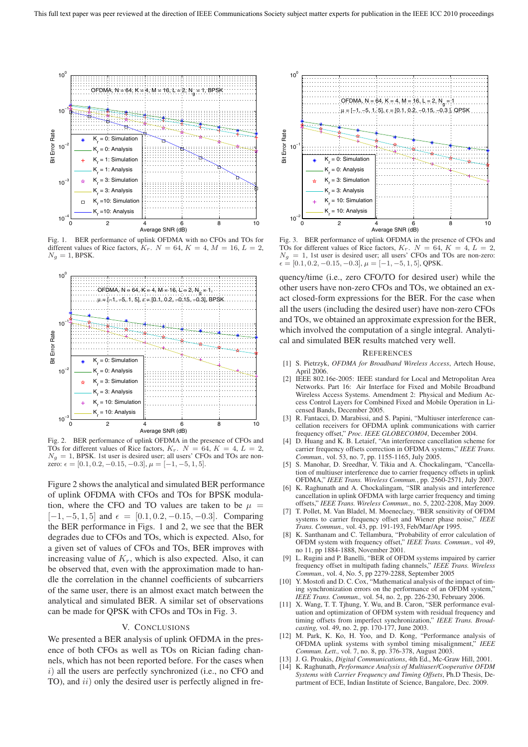OFDMA, N = 64, K = 4, M = 16, L = 2, $N_g$ = 1, BPSK

Bit Error Rate

Average SNR (dB)

$K_r$ = 0: Simulation
$K_r$ = 0: Analysis
$K_r$ = 1: Simulation
$K_r$ = 1: Analysis
$K_r$ = 3: Simulation
$K_r$ = 3: Analysis
$K_r$ =10: Simulation
$K_r$ =10: Analysis

Fig. 1. BER performance of uplink OFDMA with no CFOs and TOs for different values of Rice factors, $K_r$. $N = 64$, $K = 4$, $M = 16$, $L = 2$, $N_g = 1$, BPSK.

OFDMA, N = 64, K = 4, M = 16, L = 2, $N_g$ = 1,
μ = [-1, -5, 1, 5], ε = [0.1, 0.2, -0.15, -0.3], BPSK

Bit Error Rate

Average SNR (dB)

$K_r$ = 0: Simulation
$K_r$ = 0: Analysis
$K_r$ = 3: Simulation
$K_r$ = 3: Analysis
$K_r$ = 10: Simulation
$K_r$ = 10: Analysis

Fig. 2. BER performance of uplink OFDMA in the presence of CFOs and TOs for different values of Rice factors, $K_r$. $N = 64$, $K = 4$, $L = 2$, $N_g = 1$, BPSK. 1st user is desired user; all users' CFOs and TOs are non-zero: $\epsilon = [0.1, 0.2, -0.15, -0.3]$, $\mu = [-1, -5, 1, 5]$.

Figure 2 shows the analytical and simulated BER performance of uplink OFDMA with CFOs and TOs for BPSK modulation, where the CFO and TO values are taken to be $\mu = [-1, -5, 1, 5]$ and $\epsilon = [0.1, 0.2, -0.15, -0.3]$. Comparing the BER performance in Figs. 1 and 2, we see that the BER degrades due to CFOs and TOs, which is expected. Also, for a given set of values of CFOs and TOs, BER improves with increasing value of $K_r$, which is also expected. Also, it can be observed that, even with the approximation made to handle the correlation in the channel coefficients of subcarriers of the same user, there is an almost exact match between the analytical and simulated BER. A similar set of observations can be made for QPSK with CFOs and TOs in Fig. 3.

## V. Conclusions

We presented a BER analysis of uplink OFDMA in the presence of both CFOs as well as TOs on Rician fading channels, which has not been reported before. For the cases when $i)$ all the users are perfectly synchronized (i.e., no CFO and TO), and $ii)$ only the desired user is perfectly aligned in frequency/time (i.e., zero CFO/TO for desired user) while the other users have non-zero CFOs and TOs, we obtained an exact closed-form expressions for the BER. For the case when all the users (including the desired user) have non-zero CFOs and TOs, we obtained an approximate expression for the BER, which involved the computation of a single integral. Analytical and simulated BER results matched very well.

OFDMA, N = 64, K = 4, M = 16, L = 2, $N_g$ = 1
μ = [-1, -5, 1, 5], ε = [0.1, 0.2, -0.15, -0.3], QPSK

Bit Error Rate

Average SNR (dB)

$K_r$ = 0: Simulation
$K_r$ = 0: Analysis
$K_r$ = 3: Simulation
$K_r$ = 3: Analysis
$K_r$ = 10: Simulation
$K_r$ = 10: Analysis

Fig. 3. BER performance of uplink OFDMA in the presence of CFOs and TOs for different values of Rice factors, $K_r$. $N = 64$, $K = 4$, $L = 2$, $N_g = 1$, 1st user is desired user; all users' CFOs and TOs are non-zero: $\epsilon = [0.1, 0.2, -0.15, -0.3]$, $\mu = [-1, -5, 1, 5]$, QPSK.

## References

[1] S. Pietrzyk, *OFDMA for Broadband Wireless Access*, Artech House, April 2006.

[2] IEEE 802.16e-2005: IEEE standard for Local and Metropolitan Area Networks. Part 16: Air Interface for Fixed and Mobile Broadband Wireless Access Systems. Amendment 2: Physical and Medium Access Control Layers for Combined Fixed and Mobile Operation in Licensed Bands, December 2005.

[3] R. Fantacci, D. Marabissi, and S. Papini, "Multiuser interference cancellation receivers for OFDMA uplink communications with carrier frequency offset," *Proc. IEEE GLOBECOM04*, December 2004.

[4] D. Huang and K. B. Letaief, "An interference cancellation scheme for carrier frequency offsets correction in OFDMA systems," *IEEE Trans. Commun.,* vol. 53, no. 7, pp. 1155-1165, July 2005.

[5] S. Manohar, D. Sreedhar, V. Tikia and A. Chockalingam, "Cancellation of multiuser interference due to carrier frequency offsets in uplink OFDMA," *IEEE Trans. Wireless Commun.*, pp. 2560-2571, July 2007.

[6] K. Raghunath and A. Chockalingam, "SIR analysis and interference cancellation in uplink OFDMA with large carrier frequency and timing offsets," *IEEE Trans. Wireless Commun.,* no. 5, 2202-2208, May 2009.

[7] T. Pollet, M. Van Bladel, M. Moeneclaey, "BER sensitivity of OFDM systems to carrier frequency offset and Wiener phase noise," *IEEE Trans. Commun.,* vol. 43, pp. 191-193, Feb/Mar/Apr 1995.

[8] K. Santhanam and C. Tellambura, "Probability of error calculation of OFDM system with frequency offset," *IEEE Trans. Commun.,* vol 49, no 11, pp 1884-1888, November 2001.

[9] L. Rugini and P. Banelli, "BER of OFDM systems impaired by carrier frequency offset in multipath fading channels," *IEEE Trans. Wireless Commun.,* vol. 4, No. 5, pp 2279-2288, September 2005

[10] Y. Mostofi and D. C. Cox, "Mathematical analysis of the impact of timing synchronization errors on the performance of an OFDM system," *IEEE Trans. Commun.,* vol. 54, no. 2, pp. 226-230, February 2006.

[11] X. Wang, T. T. Tjhung, Y. Wu, and B. Caron, "SER performance evaluation and optimization of OFDM system with residual frequency and timing offsets from imperfect synchronization," *IEEE Trans. Broadcasting,* vol. 49, no. 2, pp. 170-177, June 2003.

[12] M. Park, K. Ko, H. Yoo, and D. Kong, "Performance analysis of OFDMA uplink systems with symbol timing misalignment," *IEEE Commun. Lett.,* vol. 7, no. 8, pp. 376-378, August 2003.

[13] J. G. Proakis, *Digital Communications*, 4th Ed., Mc-Graw Hill, 2001.

[14] K. Raghunath, *Performance Analysis of Multiuser/Cooperative OFDM Systems with Carrier Frequency and Timing Offsets*, Ph.D Thesis, Department of ECE, Indian Institute of Science, Bangalore, Dec. 2009.